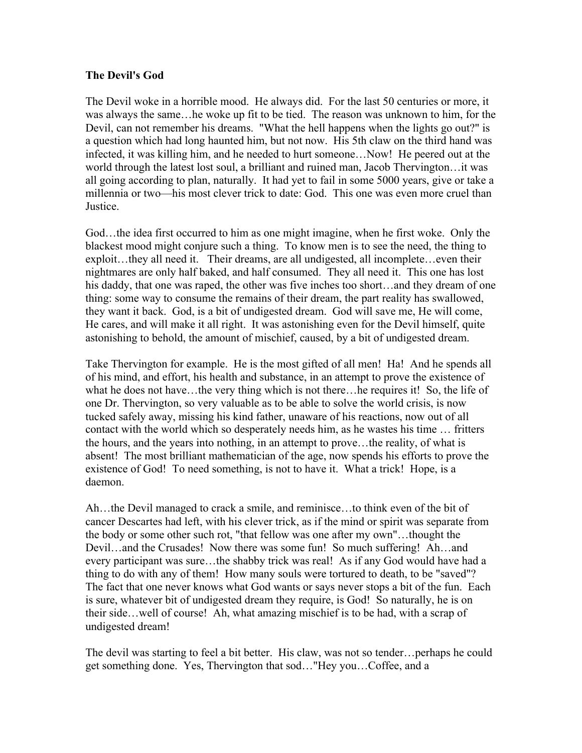**The Devil's God**

The Devil woke in a horrible mood. He always did. For the last 50 centuries or more, it was always the same…he woke up fit to be tied. The reason was unknown to him, for the Devil, can not remember his dreams. "What the hell happens when the lights go out?" is a question which had long haunted him, but not now. His 5th claw on the third hand was infected, it was killing him, and he needed to hurt someone…Now! He peered out at the world through the latest lost soul, a brilliant and ruined man, Jacob Thervington…it was all going according to plan, naturally. It had yet to fail in some 5000 years, give or take a millennia or two—his most clever trick to date: God. This one was even more cruel than Justice.

God…the idea first occurred to him as one might imagine, when he first woke. Only the blackest mood might conjure such a thing. To know men is to see the need, the thing to exploit…they all need it. Their dreams, are all undigested, all incomplete…even their nightmares are only half baked, and half consumed. They all need it. This one has lost his daddy, that one was raped, the other was five inches too short…and they dream of one thing: some way to consume the remains of their dream, the part reality has swallowed, they want it back. God, is a bit of undigested dream. God will save me, He will come, He cares, and will make it all right. It was astonishing even for the Devil himself, quite astonishing to behold, the amount of mischief, caused, by a bit of undigested dream.

Take Thervington for example. He is the most gifted of all men! Ha! And he spends all of his mind, and effort, his health and substance, in an attempt to prove the existence of what he does not have…the very thing which is not there…he requires it! So, the life of one Dr. Thervington, so very valuable as to be able to solve the world crisis, is now tucked safely away, missing his kind father, unaware of his reactions, now out of all contact with the world which so desperately needs him, as he wastes his time … fritters the hours, and the years into nothing, in an attempt to prove…the reality, of what is absent! The most brilliant mathematician of the age, now spends his efforts to prove the existence of God! To need something, is not to have it. What a trick! Hope, is a daemon.

Ah…the Devil managed to crack a smile, and reminisce…to think even of the bit of cancer Descartes had left, with his clever trick, as if the mind or spirit was separate from the body or some other such rot, "that fellow was one after my own"…thought the Devil…and the Crusades! Now there was some fun! So much suffering! Ah…and every participant was sure…the shabby trick was real! As if any God would have had a thing to do with any of them! How many souls were tortured to death, to be "saved"? The fact that one never knows what God wants or says never stops a bit of the fun. Each is sure, whatever bit of undigested dream they require, is God! So naturally, he is on their side…well of course! Ah, what amazing mischief is to be had, with a scrap of undigested dream!

The devil was starting to feel a bit better. His claw, was not so tender…perhaps he could get something done. Yes, Thervington that sod…"Hey you…Coffee, and a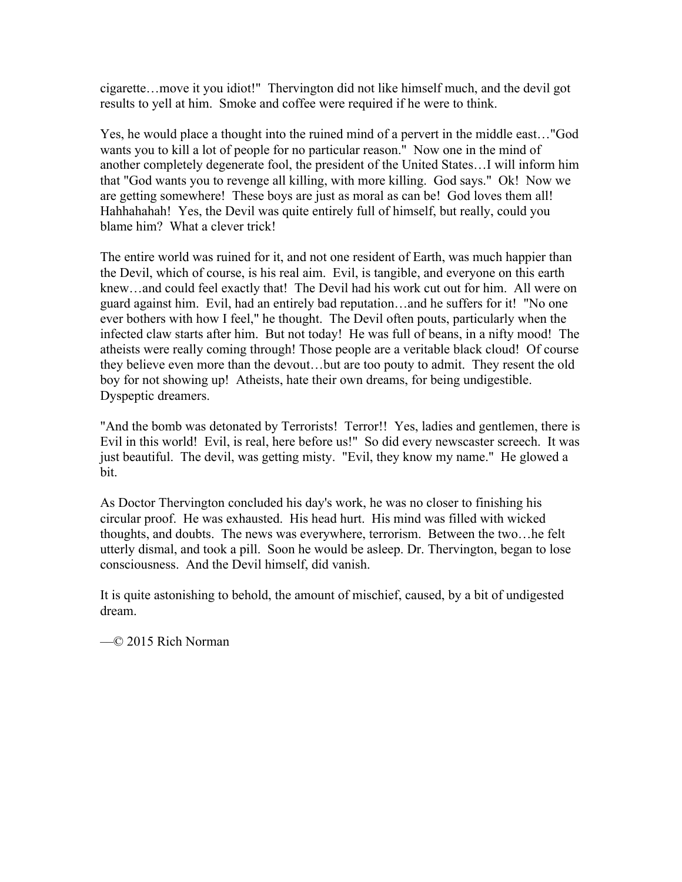cigarette…move it you idiot!" Thervington did not like himself much, and the devil got results to yell at him. Smoke and coffee were required if he were to think.

Yes, he would place a thought into the ruined mind of a pervert in the middle east…"God wants you to kill a lot of people for no particular reason." Now one in the mind of another completely degenerate fool, the president of the United States…I will inform him that "God wants you to revenge all killing, with more killing. God says." Ok! Now we are getting somewhere! These boys are just as moral as can be! God loves them all! Hahhahahah! Yes, the Devil was quite entirely full of himself, but really, could you blame him? What a clever trick!

The entire world was ruined for it, and not one resident of Earth, was much happier than the Devil, which of course, is his real aim. Evil, is tangible, and everyone on this earth knew…and could feel exactly that! The Devil had his work cut out for him. All were on guard against him. Evil, had an entirely bad reputation…and he suffers for it! "No one ever bothers with how I feel," he thought. The Devil often pouts, particularly when the infected claw starts after him. But not today! He was full of beans, in a nifty mood! The atheists were really coming through! Those people are a veritable black cloud! Of course they believe even more than the devout…but are too pouty to admit. They resent the old boy for not showing up! Atheists, hate their own dreams, for being undigestible. Dyspeptic dreamers.

"And the bomb was detonated by Terrorists! Terror!! Yes, ladies and gentlemen, there is Evil in this world! Evil, is real, here before us!" So did every newscaster screech. It was just beautiful. The devil, was getting misty. "Evil, they know my name." He glowed a bit.

As Doctor Thervington concluded his day's work, he was no closer to finishing his circular proof. He was exhausted. His head hurt. His mind was filled with wicked thoughts, and doubts. The news was everywhere, terrorism. Between the two…he felt utterly dismal, and took a pill. Soon he would be asleep. Dr. Thervington, began to lose consciousness. And the Devil himself, did vanish.

It is quite astonishing to behold, the amount of mischief, caused, by a bit of undigested dream.

—© 2015 Rich Norman